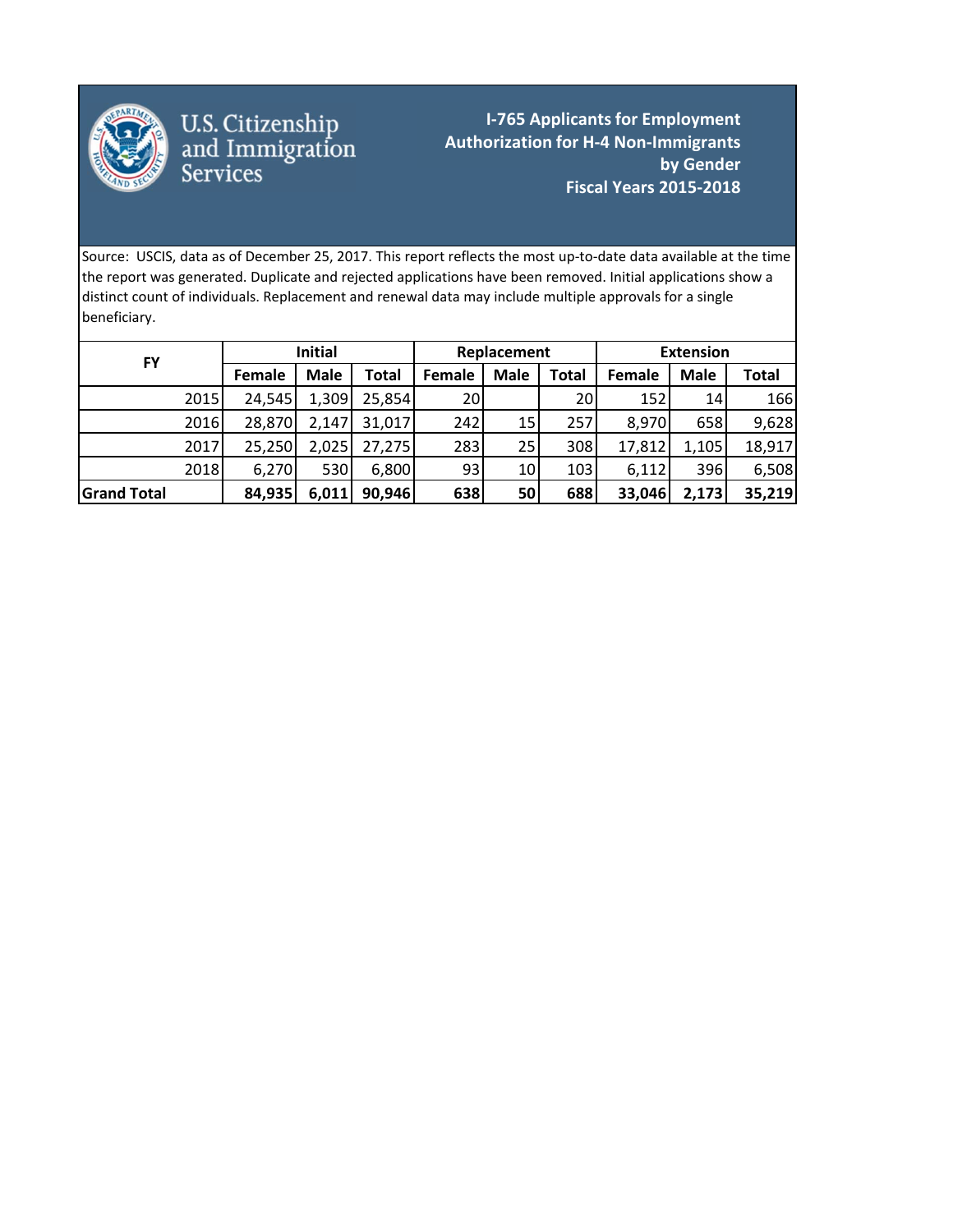U.S. Citizenship and Immigration Services

# I-765 Applicants for Employment Authorization for H-4 Non-Immigrants by Gender Fiscal Years 2015-2018

Source: USCIS, data as of December 25, 2017. This report reflects the most up-to-date data available at the time the report was generated. Duplicate and rejected applications have been removed. Initial applications show a distinct count of individuals. Replacement and renewal data may include multiple approvals for a single beneficiary.

| FY | Initial | | | Replacement | | | Extension | | |
|---|---|---|---|---|---|---|---|---|---|
| | Female | Male | Total | Female | Male | Total | Female | Male | Total |
| 2015 | 24,545 | 1,309 | 25,854 | 20 | | 20 | 152 | 14 | 166 |
| 2016 | 28,870 | 2,147 | 31,017 | 242 | 15 | 257 | 8,970 | 658 | 9,628 |
| 2017 | 25,250 | 2,025 | 27,275 | 283 | 25 | 308 | 17,812 | 1,105 | 18,917 |
| 2018 | 6,270 | 530 | 6,800 | 93 | 10 | 103 | 6,112 | 396 | 6,508 |
| **Grand Total** | **84,935** | **6,011** | **90,946** | **638** | **50** | **688** | **33,046** | **2,173** | **35,219** |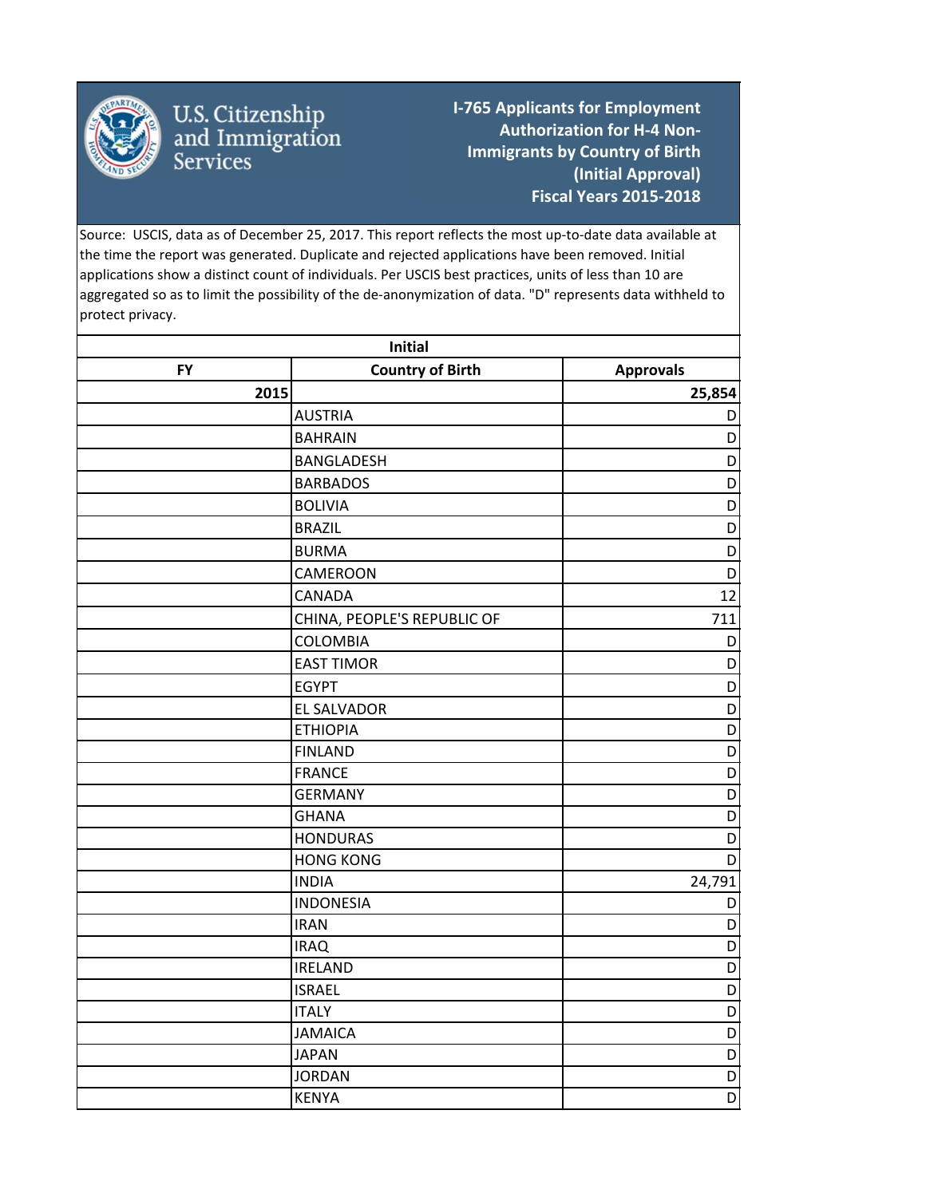# I-765 Applicants for Employment Authorization for H-4 Non-Immigrants by Country of Birth (Initial Approval) Fiscal Years 2015-2018

U.S. Citizenship and Immigration Services

Source: USCIS, data as of December 25, 2017. This report reflects the most up-to-date data available at the time the report was generated. Duplicate and rejected applications have been removed. Initial applications show a distinct count of individuals. Per USCIS best practices, units of less than 10 are aggregated so as to limit the possibility of the de-anonymization of data. "D" represents data withheld to protect privacy.

| Initial | | |
|---|---|---|
| **FY** | **Country of Birth** | **Approvals** |
| **2015** | | **25,854** |
| | AUSTRIA | D |
| | BAHRAIN | D |
| | BANGLADESH | D |
| | BARBADOS | D |
| | BOLIVIA | D |
| | BRAZIL | D |
| | BURMA | D |
| | CAMEROON | D |
| | CANADA | 12 |
| | CHINA, PEOPLE'S REPUBLIC OF | 711 |
| | COLOMBIA | D |
| | EAST TIMOR | D |
| | EGYPT | D |
| | EL SALVADOR | D |
| | ETHIOPIA | D |
| | FINLAND | D |
| | FRANCE | D |
| | GERMANY | D |
| | GHANA | D |
| | HONDURAS | D |
| | HONG KONG | D |
| | INDIA | 24,791 |
| | INDONESIA | D |
| | IRAN | D |
| | IRAQ | D |
| | IRELAND | D |
| | ISRAEL | D |
| | ITALY | D |
| | JAMAICA | D |
| | JAPAN | D |
| | JORDAN | D |
| | KENYA | D |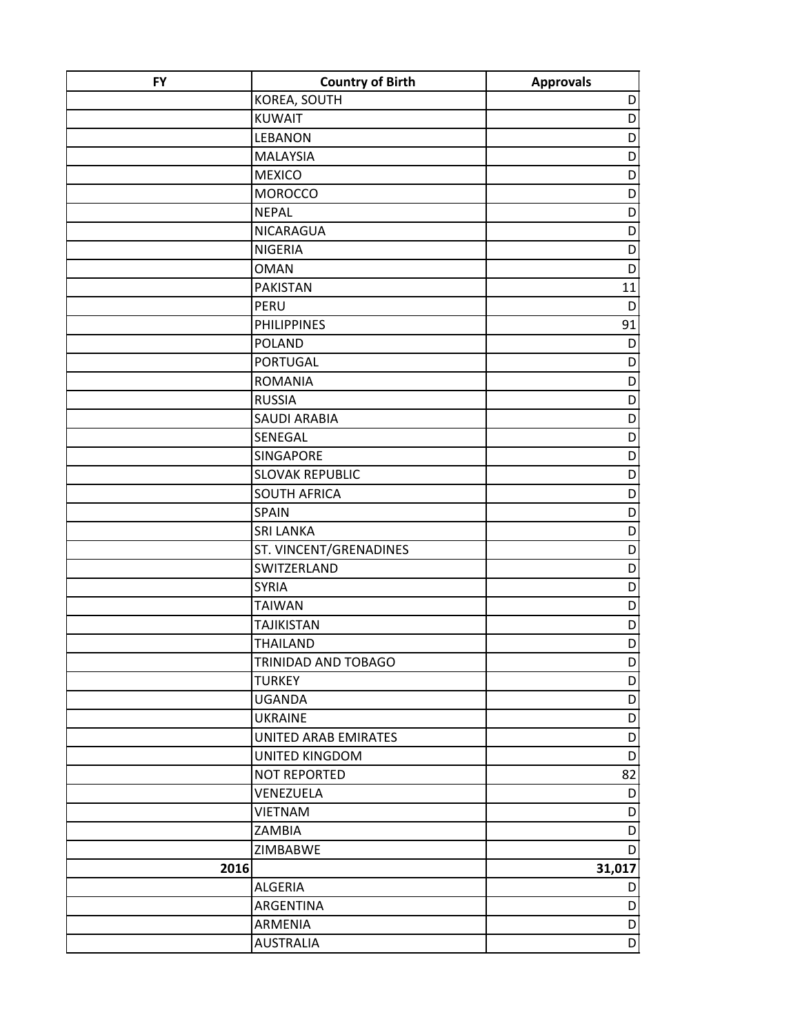| FY | Country of Birth | Approvals |
| --- | --- | --- |
| | KOREA, SOUTH | D |
| | KUWAIT | D |
| | LEBANON | D |
| | MALAYSIA | D |
| | MEXICO | D |
| | MOROCCO | D |
| | NEPAL | D |
| | NICARAGUA | D |
| | NIGERIA | D |
| | OMAN | D |
| | PAKISTAN | 11 |
| | PERU | D |
| | PHILIPPINES | 91 |
| | POLAND | D |
| | PORTUGAL | D |
| | ROMANIA | D |
| | RUSSIA | D |
| | SAUDI ARABIA | D |
| | SENEGAL | D |
| | SINGAPORE | D |
| | SLOVAK REPUBLIC | D |
| | SOUTH AFRICA | D |
| | SPAIN | D |
| | SRI LANKA | D |
| | ST. VINCENT/GRENADINES | D |
| | SWITZERLAND | D |
| | SYRIA | D |
| | TAIWAN | D |
| | TAJIKISTAN | D |
| | THAILAND | D |
| | TRINIDAD AND TOBAGO | D |
| | TURKEY | D |
| | UGANDA | D |
| | UKRAINE | D |
| | UNITED ARAB EMIRATES | D |
| | UNITED KINGDOM | D |
| | NOT REPORTED | 82 |
| | VENEZUELA | D |
| | VIETNAM | D |
| | ZAMBIA | D |
| | ZIMBABWE | D |
| **2016** | | **31,017** |
| | ALGERIA | D |
| | ARGENTINA | D |
| | ARMENIA | D |
| | AUSTRALIA | D |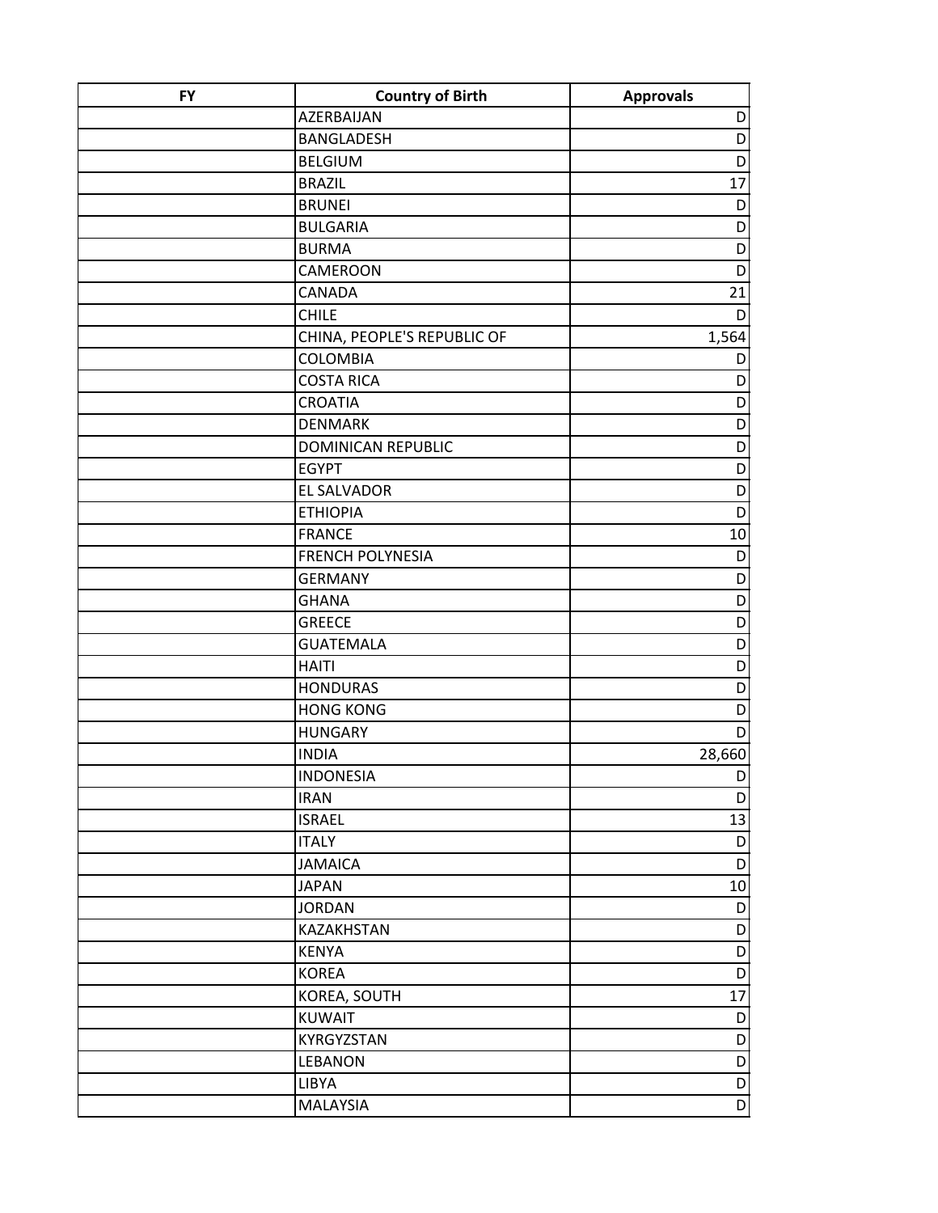| FY | Country of Birth | Approvals |
|---|---|---|
| | AZERBAIJAN | D |
| | BANGLADESH | D |
| | BELGIUM | D |
| | BRAZIL | 17 |
| | BRUNEI | D |
| | BULGARIA | D |
| | BURMA | D |
| | CAMEROON | D |
| | CANADA | 21 |
| | CHILE | D |
| | CHINA, PEOPLE'S REPUBLIC OF | 1,564 |
| | COLOMBIA | D |
| | COSTA RICA | D |
| | CROATIA | D |
| | DENMARK | D |
| | DOMINICAN REPUBLIC | D |
| | EGYPT | D |
| | EL SALVADOR | D |
| | ETHIOPIA | D |
| | FRANCE | 10 |
| | FRENCH POLYNESIA | D |
| | GERMANY | D |
| | GHANA | D |
| | GREECE | D |
| | GUATEMALA | D |
| | HAITI | D |
| | HONDURAS | D |
| | HONG KONG | D |
| | HUNGARY | D |
| | INDIA | 28,660 |
| | INDONESIA | D |
| | IRAN | D |
| | ISRAEL | 13 |
| | ITALY | D |
| | JAMAICA | D |
| | JAPAN | 10 |
| | JORDAN | D |
| | KAZAKHSTAN | D |
| | KENYA | D |
| | KOREA | D |
| | KOREA, SOUTH | 17 |
| | KUWAIT | D |
| | KYRGYZSTAN | D |
| | LEBANON | D |
| | LIBYA | D |
| | MALAYSIA | D |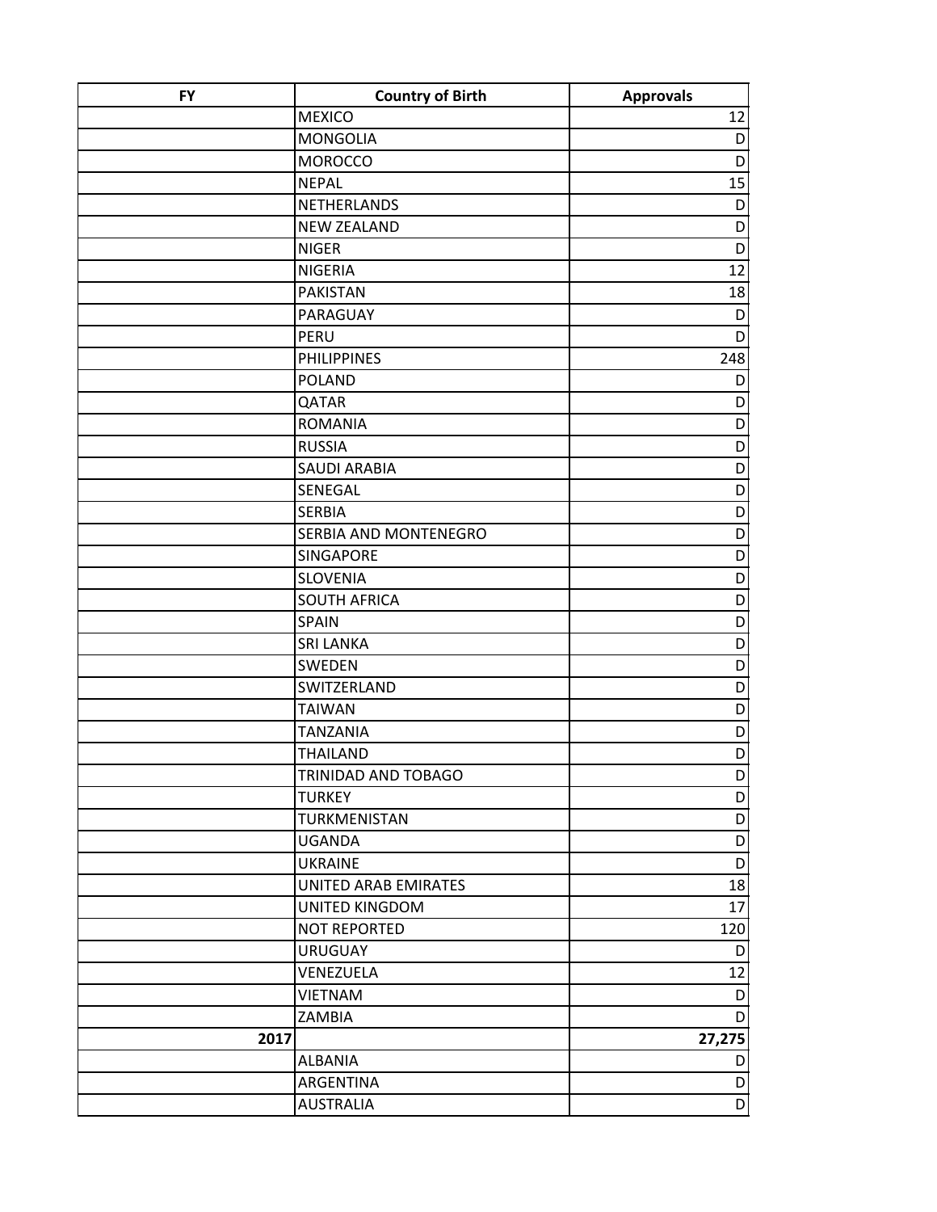| FY | Country of Birth | Approvals |
|---|---|---|
| | MEXICO | 12 |
| | MONGOLIA | D |
| | MOROCCO | D |
| | NEPAL | 15 |
| | NETHERLANDS | D |
| | NEW ZEALAND | D |
| | NIGER | D |
| | NIGERIA | 12 |
| | PAKISTAN | 18 |
| | PARAGUAY | D |
| | PERU | D |
| | PHILIPPINES | 248 |
| | POLAND | D |
| | QATAR | D |
| | ROMANIA | D |
| | RUSSIA | D |
| | SAUDI ARABIA | D |
| | SENEGAL | D |
| | SERBIA | D |
| | SERBIA AND MONTENEGRO | D |
| | SINGAPORE | D |
| | SLOVENIA | D |
| | SOUTH AFRICA | D |
| | SPAIN | D |
| | SRI LANKA | D |
| | SWEDEN | D |
| | SWITZERLAND | D |
| | TAIWAN | D |
| | TANZANIA | D |
| | THAILAND | D |
| | TRINIDAD AND TOBAGO | D |
| | TURKEY | D |
| | TURKMENISTAN | D |
| | UGANDA | D |
| | UKRAINE | D |
| | UNITED ARAB EMIRATES | 18 |
| | UNITED KINGDOM | 17 |
| | NOT REPORTED | 120 |
| | URUGUAY | D |
| | VENEZUELA | 12 |
| | VIETNAM | D |
| | ZAMBIA | D |
| **2017** | | **27,275** |
| | ALBANIA | D |
| | ARGENTINA | D |
| | AUSTRALIA | D |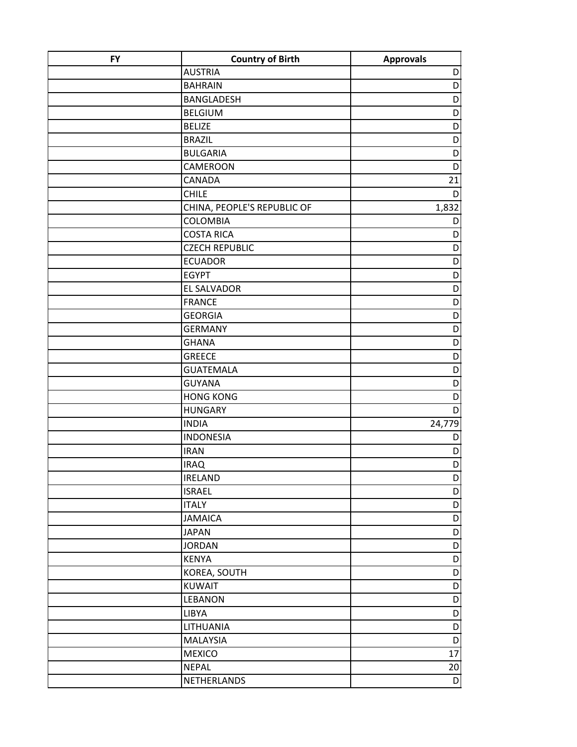| FY | Country of Birth | Approvals |
|---|---|---|
| | AUSTRIA | D |
| | BAHRAIN | D |
| | BANGLADESH | D |
| | BELGIUM | D |
| | BELIZE | D |
| | BRAZIL | D |
| | BULGARIA | D |
| | CAMEROON | D |
| | CANADA | 21 |
| | CHILE | D |
| | CHINA, PEOPLE'S REPUBLIC OF | 1,832 |
| | COLOMBIA | D |
| | COSTA RICA | D |
| | CZECH REPUBLIC | D |
| | ECUADOR | D |
| | EGYPT | D |
| | EL SALVADOR | D |
| | FRANCE | D |
| | GEORGIA | D |
| | GERMANY | D |
| | GHANA | D |
| | GREECE | D |
| | GUATEMALA | D |
| | GUYANA | D |
| | HONG KONG | D |
| | HUNGARY | D |
| | INDIA | 24,779 |
| | INDONESIA | D |
| | IRAN | D |
| | IRAQ | D |
| | IRELAND | D |
| | ISRAEL | D |
| | ITALY | D |
| | JAMAICA | D |
| | JAPAN | D |
| | JORDAN | D |
| | KENYA | D |
| | KOREA, SOUTH | D |
| | KUWAIT | D |
| | LEBANON | D |
| | LIBYA | D |
| | LITHUANIA | D |
| | MALAYSIA | D |
| | MEXICO | 17 |
| | NEPAL | 20 |
| | NETHERLANDS | D |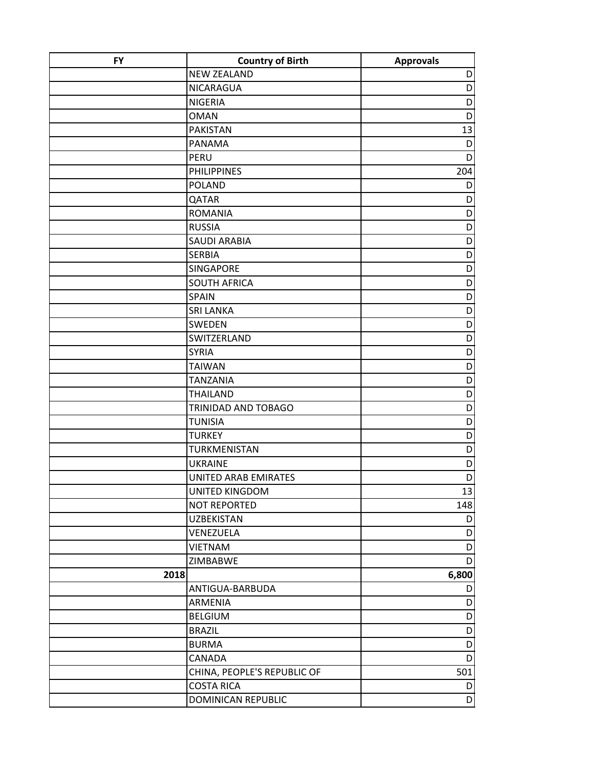| FY | Country of Birth | Approvals |
|---|---|---|
| | NEW ZEALAND | D |
| | NICARAGUA | D |
| | NIGERIA | D |
| | OMAN | D |
| | PAKISTAN | 13 |
| | PANAMA | D |
| | PERU | D |
| | PHILIPPINES | 204 |
| | POLAND | D |
| | QATAR | D |
| | ROMANIA | D |
| | RUSSIA | D |
| | SAUDI ARABIA | D |
| | SERBIA | D |
| | SINGAPORE | D |
| | SOUTH AFRICA | D |
| | SPAIN | D |
| | SRI LANKA | D |
| | SWEDEN | D |
| | SWITZERLAND | D |
| | SYRIA | D |
| | TAIWAN | D |
| | TANZANIA | D |
| | THAILAND | D |
| | TRINIDAD AND TOBAGO | D |
| | TUNISIA | D |
| | TURKEY | D |
| | TURKMENISTAN | D |
| | UKRAINE | D |
| | UNITED ARAB EMIRATES | D |
| | UNITED KINGDOM | 13 |
| | NOT REPORTED | 148 |
| | UZBEKISTAN | D |
| | VENEZUELA | D |
| | VIETNAM | D |
| | ZIMBABWE | D |
| **2018** | | **6,800** |
| | ANTIGUA-BARBUDA | D |
| | ARMENIA | D |
| | BELGIUM | D |
| | BRAZIL | D |
| | BURMA | D |
| | CANADA | D |
| | CHINA, PEOPLE'S REPUBLIC OF | 501 |
| | COSTA RICA | D |
| | DOMINICAN REPUBLIC | D |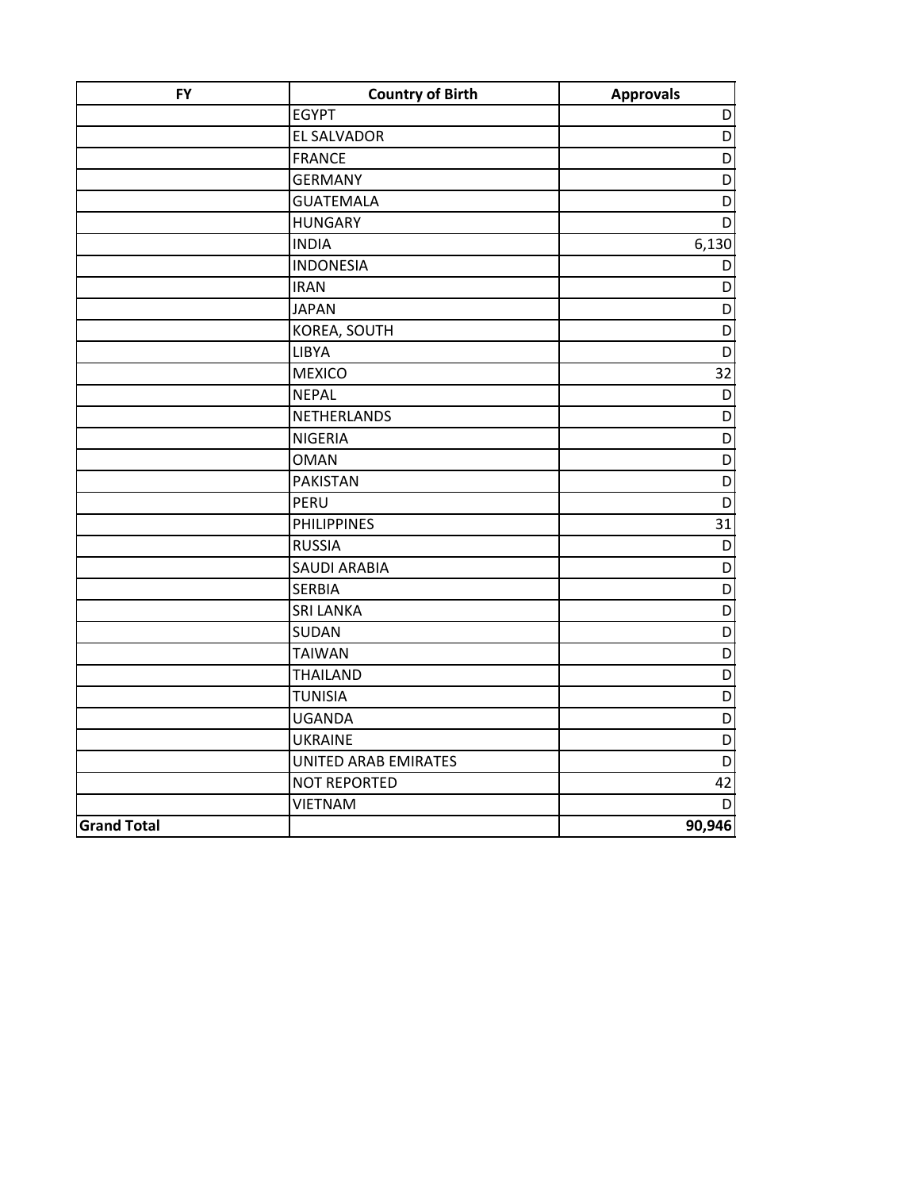| FY | Country of Birth | Approvals |
| --- | --- | --- |
| | EGYPT | D |
| | EL SALVADOR | D |
| | FRANCE | D |
| | GERMANY | D |
| | GUATEMALA | D |
| | HUNGARY | D |
| | INDIA | 6,130 |
| | INDONESIA | D |
| | IRAN | D |
| | JAPAN | D |
| | KOREA, SOUTH | D |
| | LIBYA | D |
| | MEXICO | 32 |
| | NEPAL | D |
| | NETHERLANDS | D |
| | NIGERIA | D |
| | OMAN | D |
| | PAKISTAN | D |
| | PERU | D |
| | PHILIPPINES | 31 |
| | RUSSIA | D |
| | SAUDI ARABIA | D |
| | SERBIA | D |
| | SRI LANKA | D |
| | SUDAN | D |
| | TAIWAN | D |
| | THAILAND | D |
| | TUNISIA | D |
| | UGANDA | D |
| | UKRAINE | D |
| | UNITED ARAB EMIRATES | D |
| | NOT REPORTED | 42 |
| | VIETNAM | D |
| **Grand Total** | | **90,946** |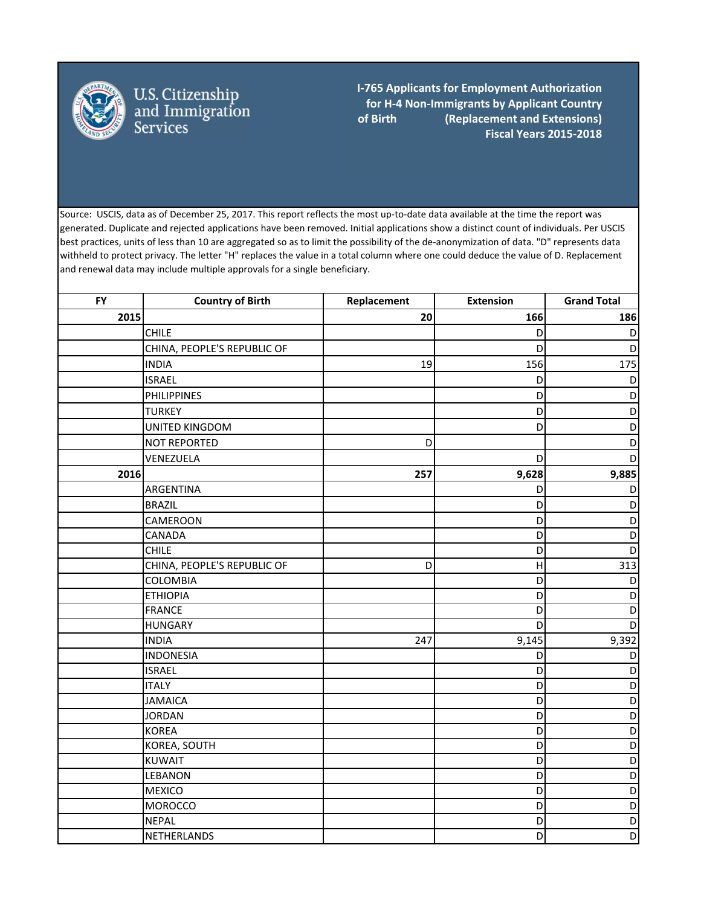U.S. Citizenship and Immigration Services

# I-765 Applicants for Employment Authorization for H-4 Non-Immigrants by Applicant Country of Birth (Replacement and Extensions) Fiscal Years 2015-2018

Source: USCIS, data as of December 25, 2017. This report reflects the most up-to-date data available at the time the report was generated. Duplicate and rejected applications have been removed. Initial applications show a distinct count of individuals. Per USCIS best practices, units of less than 10 are aggregated so as to limit the possibility of the de-anonymization of data. "D" represents data withheld to protect privacy. The letter "H" replaces the value in a total column where one could deduce the value of D. Replacement and renewal data may include multiple approvals for a single beneficiary.

| FY | Country of Birth | Replacement | Extension | Grand Total |
|---|---|---|---|---|
| **2015** | | **20** | **166** | **186** |
| | CHILE | | D | D |
| | CHINA, PEOPLE'S REPUBLIC OF | | D | D |
| | INDIA | 19 | 156 | 175 |
| | ISRAEL | | D | D |
| | PHILIPPINES | | D | D |
| | TURKEY | | D | D |
| | UNITED KINGDOM | | D | D |
| | NOT REPORTED | D | | D |
| | VENEZUELA | | D | D |
| **2016** | | **257** | **9,628** | **9,885** |
| | ARGENTINA | | D | D |
| | BRAZIL | | D | D |
| | CAMEROON | | D | D |
| | CANADA | | D | D |
| | CHILE | | D | D |
| | CHINA, PEOPLE'S REPUBLIC OF | D | H | 313 |
| | COLOMBIA | | D | D |
| | ETHIOPIA | | D | D |
| | FRANCE | | D | D |
| | HUNGARY | | D | D |
| | INDIA | 247 | 9,145 | 9,392 |
| | INDONESIA | | D | D |
| | ISRAEL | | D | D |
| | ITALY | | D | D |
| | JAMAICA | | D | D |
| | JORDAN | | D | D |
| | KOREA | | D | D |
| | KOREA, SOUTH | | D | D |
| | KUWAIT | | D | D |
| | LEBANON | | D | D |
| | MEXICO | | D | D |
| | MOROCCO | | D | D |
| | NEPAL | | D | D |
| | NETHERLANDS | | D | D |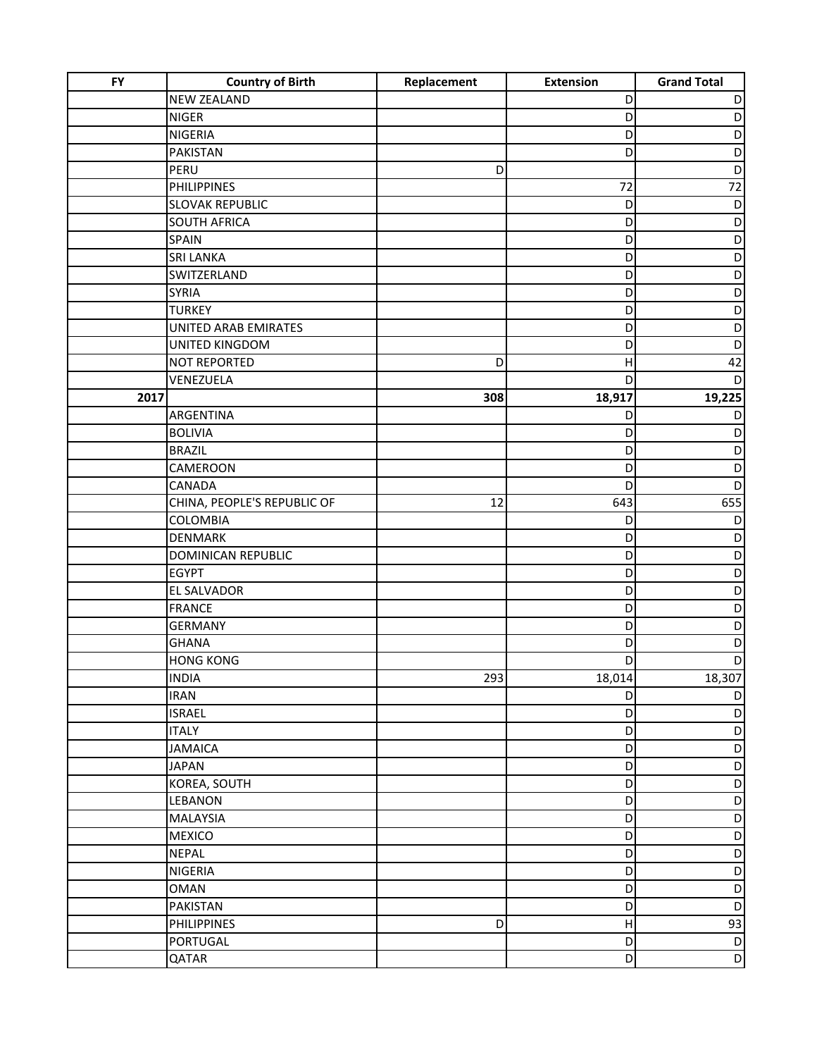| FY | Country of Birth | Replacement | Extension | Grand Total |
|---|---|---|---|---|
| | NEW ZEALAND | | D | D |
| | NIGER | | D | D |
| | NIGERIA | | D | D |
| | PAKISTAN | | D | D |
| | PERU | D | | D |
| | PHILIPPINES | | 72 | 72 |
| | SLOVAK REPUBLIC | | D | D |
| | SOUTH AFRICA | | D | D |
| | SPAIN | | D | D |
| | SRI LANKA | | D | D |
| | SWITZERLAND | | D | D |
| | SYRIA | | D | D |
| | TURKEY | | D | D |
| | UNITED ARAB EMIRATES | | D | D |
| | UNITED KINGDOM | | D | D |
| | NOT REPORTED | D | H | 42 |
| | VENEZUELA | | D | D |
| **2017** | | **308** | **18,917** | **19,225** |
| | ARGENTINA | | D | D |
| | BOLIVIA | | D | D |
| | BRAZIL | | D | D |
| | CAMEROON | | D | D |
| | CANADA | | D | D |
| | CHINA, PEOPLE'S REPUBLIC OF | 12 | 643 | 655 |
| | COLOMBIA | | D | D |
| | DENMARK | | D | D |
| | DOMINICAN REPUBLIC | | D | D |
| | EGYPT | | D | D |
| | EL SALVADOR | | D | D |
| | FRANCE | | D | D |
| | GERMANY | | D | D |
| | GHANA | | D | D |
| | HONG KONG | | D | D |
| | INDIA | 293 | 18,014 | 18,307 |
| | IRAN | | D | D |
| | ISRAEL | | D | D |
| | ITALY | | D | D |
| | JAMAICA | | D | D |
| | JAPAN | | D | D |
| | KOREA, SOUTH | | D | D |
| | LEBANON | | D | D |
| | MALAYSIA | | D | D |
| | MEXICO | | D | D |
| | NEPAL | | D | D |
| | NIGERIA | | D | D |
| | OMAN | | D | D |
| | PAKISTAN | | D | D |
| | PHILIPPINES | D | H | 93 |
| | PORTUGAL | | D | D |
| | QATAR | | D | D |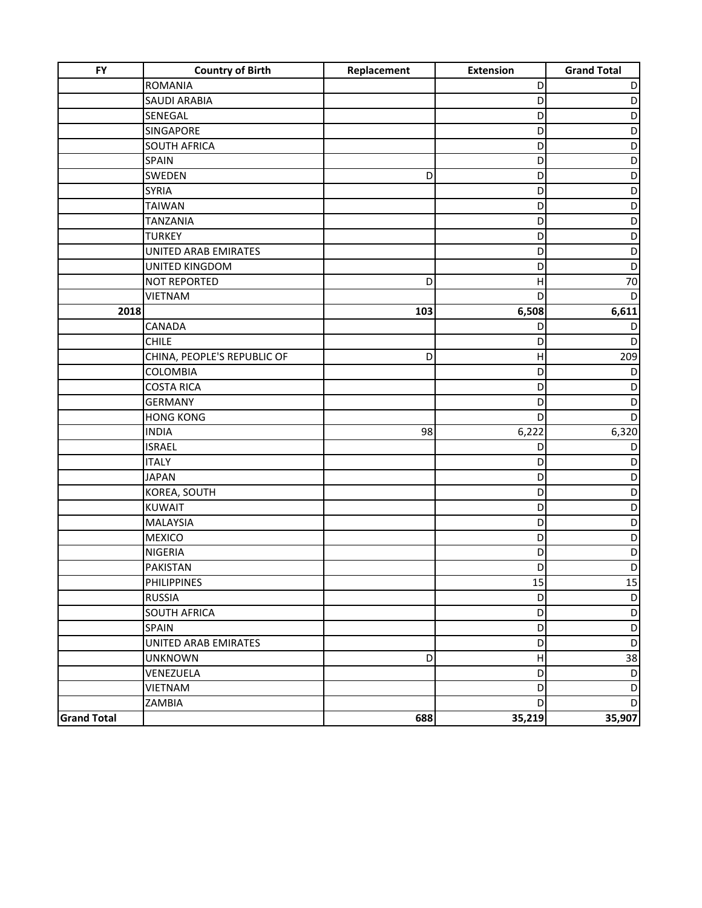| FY | Country of Birth | Replacement | Extension | Grand Total |
|---|---|---|---|---|
| | ROMANIA | | D | D |
| | SAUDI ARABIA | | D | D |
| | SENEGAL | | D | D |
| | SINGAPORE | | D | D |
| | SOUTH AFRICA | | D | D |
| | SPAIN | | D | D |
| | SWEDEN | D | D | D |
| | SYRIA | | D | D |
| | TAIWAN | | D | D |
| | TANZANIA | | D | D |
| | TURKEY | | D | D |
| | UNITED ARAB EMIRATES | | D | D |
| | UNITED KINGDOM | | D | D |
| | NOT REPORTED | D | H | 70 |
| | VIETNAM | | D | D |
| **2018** | | **103** | **6,508** | **6,611** |
| | CANADA | | D | D |
| | CHILE | | D | D |
| | CHINA, PEOPLE'S REPUBLIC OF | D | H | 209 |
| | COLOMBIA | | D | D |
| | COSTA RICA | | D | D |
| | GERMANY | | D | D |
| | HONG KONG | | D | D |
| | INDIA | 98 | 6,222 | 6,320 |
| | ISRAEL | | D | D |
| | ITALY | | D | D |
| | JAPAN | | D | D |
| | KOREA, SOUTH | | D | D |
| | KUWAIT | | D | D |
| | MALAYSIA | | D | D |
| | MEXICO | | D | D |
| | NIGERIA | | D | D |
| | PAKISTAN | | D | D |
| | PHILIPPINES | | 15 | 15 |
| | RUSSIA | | D | D |
| | SOUTH AFRICA | | D | D |
| | SPAIN | | D | D |
| | UNITED ARAB EMIRATES | | D | D |
| | UNKNOWN | D | H | 38 |
| | VENEZUELA | | D | D |
| | VIETNAM | | D | D |
| | ZAMBIA | | D | D |
| **Grand Total** | | **688** | **35,219** | **35,907** |